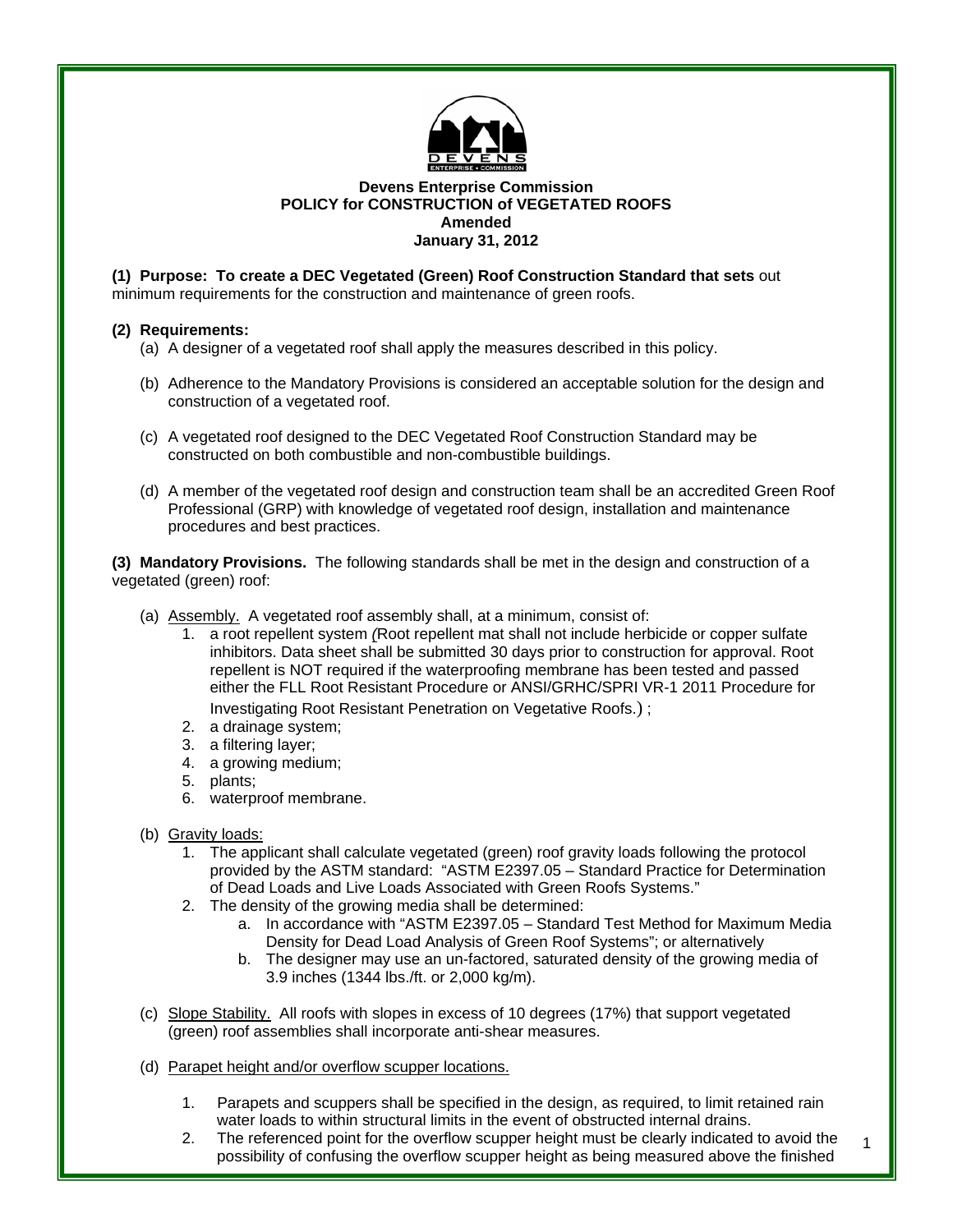**Devens Enterprise Commission**
**POLICY for CONSTRUCTION of VEGETATED ROOFS**
**Amended**
**January 31, 2012**

**(1) Purpose: To create a DEC Vegetated (Green) Roof Construction Standard that sets** out minimum requirements for the construction and maintenance of green roofs.

**(2) Requirements:**

(a) A designer of a vegetated roof shall apply the measures described in this policy.

(b) Adherence to the Mandatory Provisions is considered an acceptable solution for the design and construction of a vegetated roof.

(c) A vegetated roof designed to the DEC Vegetated Roof Construction Standard may be constructed on both combustible and non-combustible buildings.

(d) A member of the vegetated roof design and construction team shall be an accredited Green Roof Professional (GRP) with knowledge of vegetated roof design, installation and maintenance procedures and best practices.

**(3) Mandatory Provisions.** The following standards shall be met in the design and construction of a vegetated (green) roof:

(a) Assembly. A vegetated roof assembly shall, at a minimum, consist of:
1. a root repellent system *(*Root repellent mat shall not include herbicide or copper sulfate inhibitors. Data sheet shall be submitted 30 days prior to construction for approval. Root repellent is NOT required if the waterproofing membrane has been tested and passed either the FLL Root Resistant Procedure or ANSI/GRHC/SPRI VR-1 2011 Procedure for Investigating Root Resistant Penetration on Vegetative Roofs.) ;
2. a drainage system;
3. a filtering layer;
4. a growing medium;
5. plants;
6. waterproof membrane.

(b) Gravity loads:
1. The applicant shall calculate vegetated (green) roof gravity loads following the protocol provided by the ASTM standard: "ASTM E2397.05 – Standard Practice for Determination of Dead Loads and Live Loads Associated with Green Roofs Systems."
2. The density of the growing media shall be determined:
   a. In accordance with "ASTM E2397.05 – Standard Test Method for Maximum Media Density for Dead Load Analysis of Green Roof Systems"; or alternatively
   b. The designer may use an un-factored, saturated density of the growing media of 3.9 inches (1344 lbs./ft. or 2,000 kg/m).

(c) Slope Stability. All roofs with slopes in excess of 10 degrees (17%) that support vegetated (green) roof assemblies shall incorporate anti-shear measures.

(d) Parapet height and/or overflow scupper locations.

1. Parapets and scuppers shall be specified in the design, as required, to limit retained rain water loads to within structural limits in the event of obstructed internal drains.
2. The referenced point for the overflow scupper height must be clearly indicated to avoid the possibility of confusing the overflow scupper height as being measured above the finished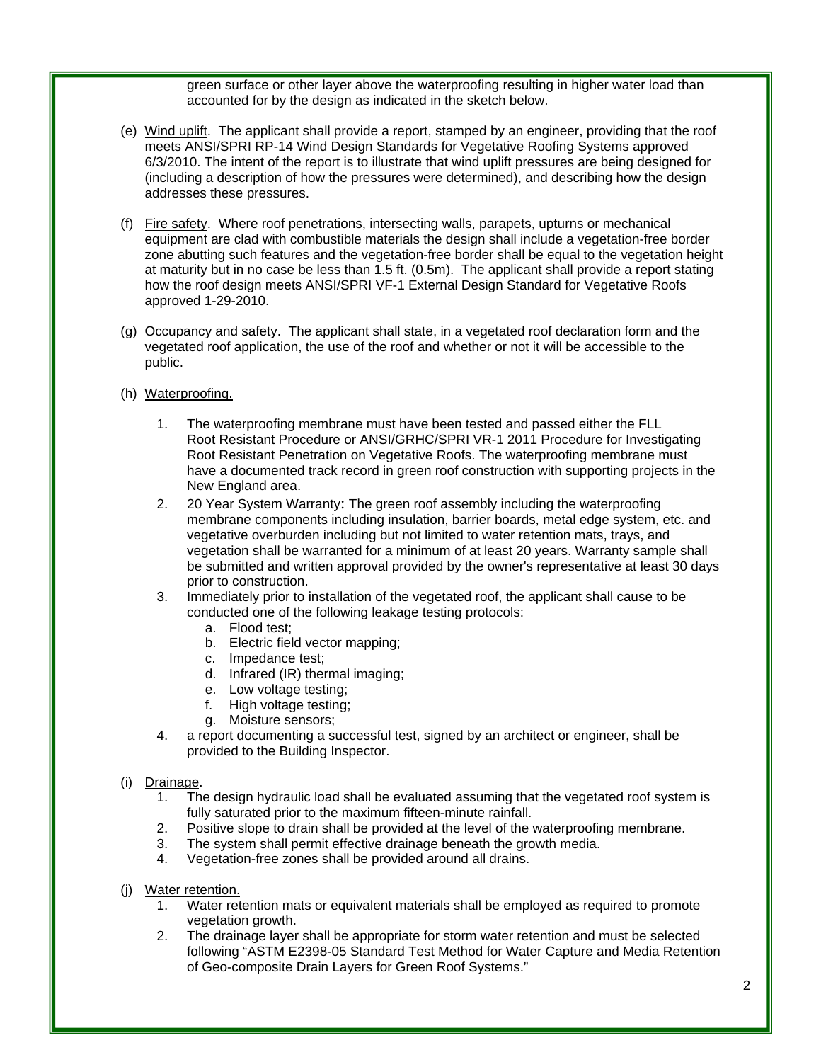green surface or other layer above the waterproofing resulting in higher water load than accounted for by the design as indicated in the sketch below.

(e) Wind uplift. The applicant shall provide a report, stamped by an engineer, providing that the roof meets ANSI/SPRI RP-14 Wind Design Standards for Vegetative Roofing Systems approved 6/3/2010. The intent of the report is to illustrate that wind uplift pressures are being designed for (including a description of how the pressures were determined), and describing how the design addresses these pressures.

(f) Fire safety. Where roof penetrations, intersecting walls, parapets, upturns or mechanical equipment are clad with combustible materials the design shall include a vegetation-free border zone abutting such features and the vegetation-free border shall be equal to the vegetation height at maturity but in no case be less than 1.5 ft. (0.5m). The applicant shall provide a report stating how the roof design meets ANSI/SPRI VF-1 External Design Standard for Vegetative Roofs approved 1-29-2010.

(g) Occupancy and safety. The applicant shall state, in a vegetated roof declaration form and the vegetated roof application, the use of the roof and whether or not it will be accessible to the public.

(h) Waterproofing.

1. The waterproofing membrane must have been tested and passed either the FLL Root Resistant Procedure or ANSI/GRHC/SPRI VR-1 2011 Procedure for Investigating Root Resistant Penetration on Vegetative Roofs. The waterproofing membrane must have a documented track record in green roof construction with supporting projects in the New England area.
2. 20 Year System Warranty**:** The green roof assembly including the waterproofing membrane components including insulation, barrier boards, metal edge system, etc. and vegetative overburden including but not limited to water retention mats, trays, and vegetation shall be warranted for a minimum of at least 20 years. Warranty sample shall be submitted and written approval provided by the owner's representative at least 30 days prior to construction.
3. Immediately prior to installation of the vegetated roof, the applicant shall cause to be conducted one of the following leakage testing protocols:
   a. Flood test;
   b. Electric field vector mapping;
   c. Impedance test;
   d. Infrared (IR) thermal imaging;
   e. Low voltage testing;
   f. High voltage testing;
   g. Moisture sensors;
4. a report documenting a successful test, signed by an architect or engineer, shall be provided to the Building Inspector.

(i) Drainage.

1. The design hydraulic load shall be evaluated assuming that the vegetated roof system is fully saturated prior to the maximum fifteen-minute rainfall.
2. Positive slope to drain shall be provided at the level of the waterproofing membrane.
3. The system shall permit effective drainage beneath the growth media.
4. Vegetation-free zones shall be provided around all drains.

(j) Water retention.

1. Water retention mats or equivalent materials shall be employed as required to promote vegetation growth.
2. The drainage layer shall be appropriate for storm water retention and must be selected following "ASTM E2398-05 Standard Test Method for Water Capture and Media Retention of Geo-composite Drain Layers for Green Roof Systems."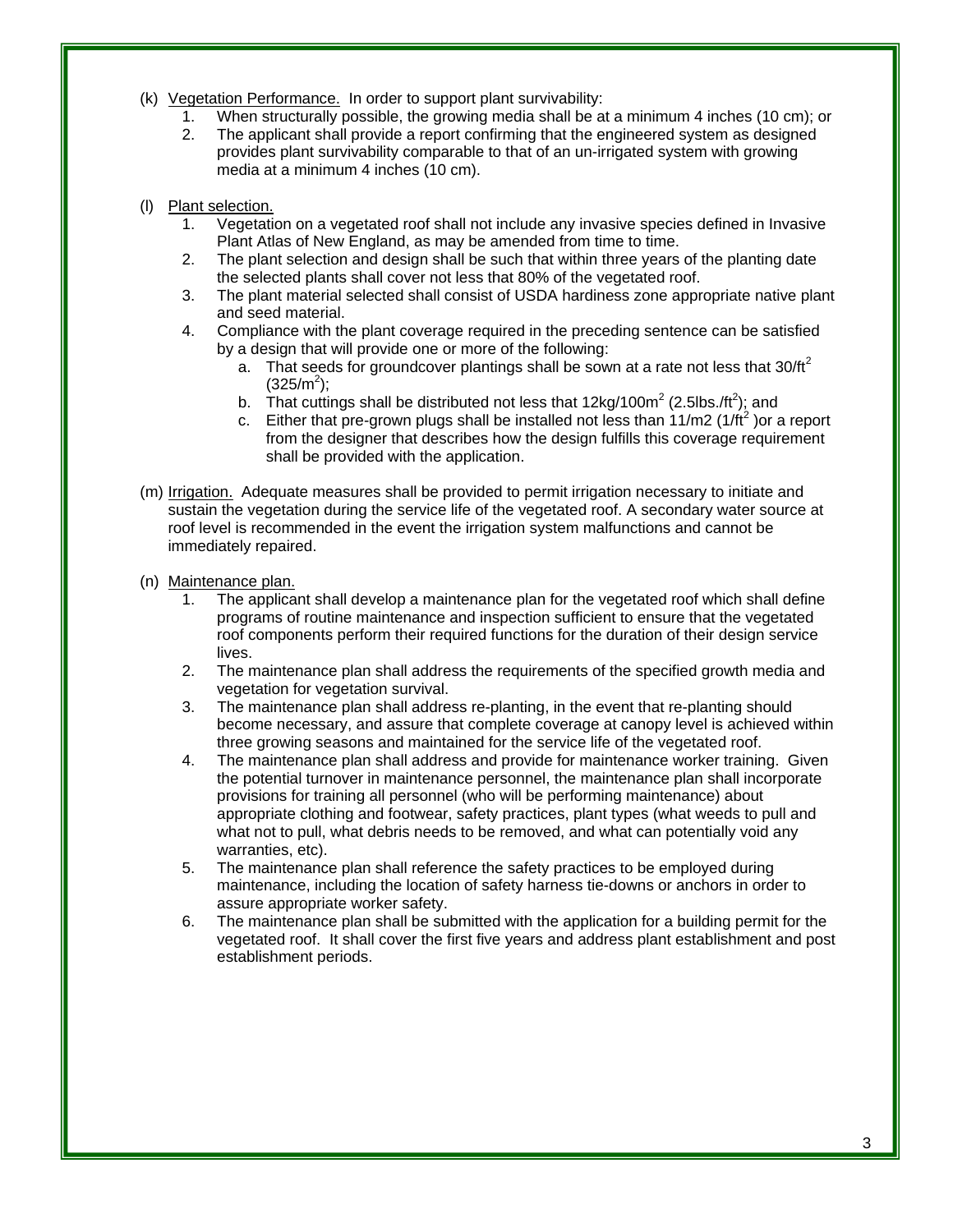(k) Vegetation Performance. In order to support plant survivability:

1. When structurally possible, the growing media shall be at a minimum 4 inches (10 cm); or
2. The applicant shall provide a report confirming that the engineered system as designed provides plant survivability comparable to that of an un-irrigated system with growing media at a minimum 4 inches (10 cm).

(l) Plant selection.

1. Vegetation on a vegetated roof shall not include any invasive species defined in Invasive Plant Atlas of New England, as may be amended from time to time.
2. The plant selection and design shall be such that within three years of the planting date the selected plants shall cover not less that 80% of the vegetated roof.
3. The plant material selected shall consist of USDA hardiness zone appropriate native plant and seed material.
4. Compliance with the plant coverage required in the preceding sentence can be satisfied by a design that will provide one or more of the following:
   a. That seeds for groundcover plantings shall be sown at a rate not less that $30/ft^2$ ($325/m^2$);
   b. That cuttings shall be distributed not less that $12kg/100m^2$ ($2.5lbs./ft^2$); and
   c. Either that pre-grown plugs shall be installed not less than 11/m2 ($1/ft^2$ )or a report from the designer that describes how the design fulfills this coverage requirement shall be provided with the application.

(m) Irrigation. Adequate measures shall be provided to permit irrigation necessary to initiate and sustain the vegetation during the service life of the vegetated roof. A secondary water source at roof level is recommended in the event the irrigation system malfunctions and cannot be immediately repaired.

(n) Maintenance plan.

1. The applicant shall develop a maintenance plan for the vegetated roof which shall define programs of routine maintenance and inspection sufficient to ensure that the vegetated roof components perform their required functions for the duration of their design service lives.
2. The maintenance plan shall address the requirements of the specified growth media and vegetation for vegetation survival.
3. The maintenance plan shall address re-planting, in the event that re-planting should become necessary, and assure that complete coverage at canopy level is achieved within three growing seasons and maintained for the service life of the vegetated roof.
4. The maintenance plan shall address and provide for maintenance worker training. Given the potential turnover in maintenance personnel, the maintenance plan shall incorporate provisions for training all personnel (who will be performing maintenance) about appropriate clothing and footwear, safety practices, plant types (what weeds to pull and what not to pull, what debris needs to be removed, and what can potentially void any warranties, etc).
5. The maintenance plan shall reference the safety practices to be employed during maintenance, including the location of safety harness tie-downs or anchors in order to assure appropriate worker safety.
6. The maintenance plan shall be submitted with the application for a building permit for the vegetated roof. It shall cover the first five years and address plant establishment and post establishment periods.